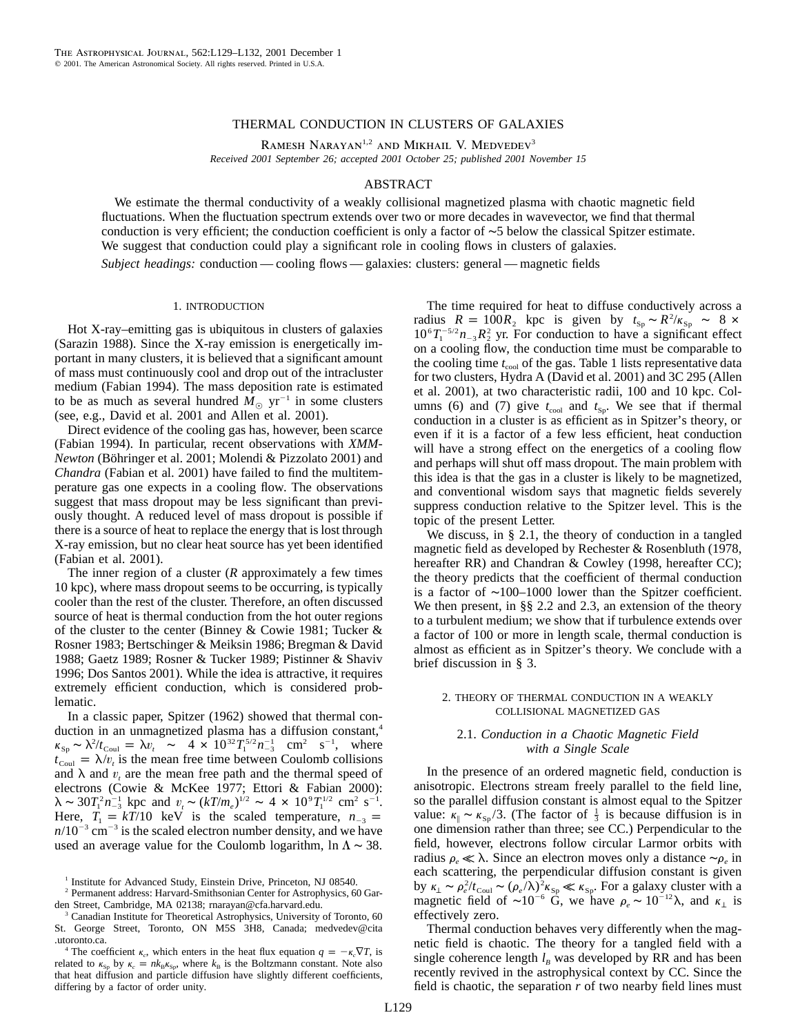# THERMAL CONDUCTION IN CLUSTERS OF GALAXIES

Ramesh Narayan[1,2] and Mikhail V. Medvedev[3]

*Received 2001 September 26; accepted 2001 October 25; published 2001 November 15*

## ABSTRACT

We estimate the thermal conductivity of a weakly collisional magnetized plasma with chaotic magnetic field fluctuations. When the fluctuation spectrum extends over two or more decades in wavevector, we find that thermal conduction is very efficient; the conduction coefficient is only a factor of ∼5 below the classical Spitzer estimate. We suggest that conduction could play a significant role in cooling flows in clusters of galaxies.

*Subject headings:* conduction — cooling flows — galaxies: clusters: general — magnetic fields

## 1. INTRODUCTION

Hot X-ray–emitting gas is ubiquitous in clusters of galaxies (Sarazin 1988). Since the X-ray emission is energetically important in many clusters, it is believed that a significant amount of mass must continuously cool and drop out of the intracluster medium (Fabian 1994). The mass deposition rate is estimated to be as much as several hundred $M_\odot$ yr$^{-1}$ in some clusters (see, e.g., David et al. 2001 and Allen et al. 2001).

Direct evidence of the cooling gas has, however, been scarce (Fabian 1994). In particular, recent observations with *XMM-Newton* (Böhringer et al. 2001; Molendi & Pizzolato 2001) and *Chandra* (Fabian et al. 2001) have failed to find the multitemperature gas one expects in a cooling flow. The observations suggest that mass dropout may be less significant than previously thought. A reduced level of mass dropout is possible if there is a source of heat to replace the energy that is lost through X-ray emission, but no clear heat source has yet been identified (Fabian et al. 2001).

The inner region of a cluster ($R$ approximately a few times 10 kpc), where mass dropout seems to be occurring, is typically cooler than the rest of the cluster. Therefore, an often discussed source of heat is thermal conduction from the hot outer regions of the cluster to the center (Binney & Cowie 1981; Tucker & Rosner 1983; Bertschinger & Meiksin 1986; Bregman & David 1988; Gaetz 1989; Rosner & Tucker 1989; Pistinner & Shaviv 1996; Dos Santos 2001). While the idea is attractive, it requires extremely efficient conduction, which is considered problematic.

In a classic paper, Spitzer (1962) showed that thermal conduction in an unmagnetized plasma has a diffusion constant,[4] $\kappa_{\rm Sp} \sim \lambda^2/t_{\rm Coul} = \lambda v_t \sim 4 \times 10^{32} T_1^{5/2} n_{-3}^{-1}$ cm$^2$ s$^{-1}$, where $t_{\rm Coul} = \lambda/v_t$ is the mean free time between Coulomb collisions and $\lambda$ and $v_t$ are the mean free path and the thermal speed of electrons (Cowie & McKee 1977; Ettori & Fabian 2000): $\lambda \sim 30 T_1^2 n_{-3}^{-1}$ kpc and $v_t \sim (kT/m_e)^{1/2} \sim 4 \times 10^9 T_1^{1/2}$ cm$^2$ s$^{-1}$. Here, $T_1 = kT/10$ keV is the scaled temperature, $n_{-3} = n/10^{-3}$ cm$^{-3}$ is the scaled electron number density, and we have used an average value for the Coulomb logarithm, $\ln \Lambda \sim 38$.

The time required for heat to diffuse conductively across a radius $R = 100 R_2$ kpc is given by $t_{\rm Sp} \sim R^2/\kappa_{\rm Sp} \sim 8 \times 10^6 T_1^{-5/2} n_{-3} R_2^2$ yr. For conduction to have a significant effect on a cooling flow, the conduction time must be comparable to the cooling time $t_{\rm cool}$ of the gas. Table 1 lists representative data for two clusters, Hydra A (David et al. 2001) and 3C 295 (Allen et al. 2001), at two characteristic radii, 100 and 10 kpc. Columns (6) and (7) give $t_{\rm cool}$ and $t_{\rm Sp}$. We see that if thermal conduction in a cluster is as efficient as in Spitzer's theory, or even if it is a factor of a few less efficient, heat conduction will have a strong effect on the energetics of a cooling flow and perhaps will shut off mass dropout. The main problem with this idea is that the gas in a cluster is likely to be magnetized, and conventional wisdom says that magnetic fields severely suppress conduction relative to the Spitzer level. This is the topic of the present Letter.

We discuss, in § 2.1, the theory of conduction in a tangled magnetic field as developed by Rechester & Rosenbluth (1978, hereafter RR) and Chandran & Cowley (1998, hereafter CC); the theory predicts that the coefficient of thermal conduction is a factor of ∼100–1000 lower than the Spitzer coefficient. We then present, in §§ 2.2 and 2.3, an extension of the theory to a turbulent medium; we show that if turbulence extends over a factor of 100 or more in length scale, thermal conduction is almost as efficient as in Spitzer's theory. We conclude with a brief discussion in § 3.

## 2. THEORY OF THERMAL CONDUCTION IN A WEAKLY COLLISIONAL MAGNETIZED GAS

### 2.1. *Conduction in a Chaotic Magnetic Field with a Single Scale*

In the presence of an ordered magnetic field, conduction is anisotropic. Electrons stream freely parallel to the field line, so the parallel diffusion constant is almost equal to the Spitzer value: $\kappa_\parallel \sim \kappa_{\rm Sp}/3$. (The factor of $\frac{1}{3}$ is because diffusion is in one dimension rather than three; see CC.) Perpendicular to the field, however, electrons follow circular Larmor orbits with radius $\rho_e \ll \lambda$. Since an electron moves only a distance $\sim\rho_e$ in each scattering, the perpendicular diffusion constant is given by $\kappa_\perp \sim \rho_e^2/t_{\rm Coul} \sim (\rho_e/\lambda)^2 \kappa_{\rm Sp} \ll \kappa_{\rm Sp}$. For a galaxy cluster with a magnetic field of $\sim 10^{-6}$ G, we have $\rho_e \sim 10^{-12}\lambda$, and $\kappa_\perp$ is effectively zero.

Thermal conduction behaves very differently when the magnetic field is chaotic. The theory for a tangled field with a single coherence length $l_B$ was developed by RR and has been recently revived in the astrophysical context by CC. Since the field is chaotic, the separation $r$ of two nearby field lines must

---

[1] Institute for Advanced Study, Einstein Drive, Princeton, NJ 08540.

[2] Permanent address: Harvard-Smithsonian Center for Astrophysics, 60 Garden Street, Cambridge, MA 02138; rnarayan@cfa.harvard.edu.

[3] Canadian Institute for Theoretical Astrophysics, University of Toronto, 60 St. George Street, Toronto, ON M5S 3H8, Canada; medvedev@cita.utoronto.ca.

[4] The coefficient $\kappa_c$, which enters in the heat flux equation $q = -\kappa_c \nabla T$, is related to $\kappa_{\rm Sp}$ by $\kappa_c = n k_B \kappa_{\rm Sp}$, where $k_B$ is the Boltzmann constant. Note also that heat diffusion and particle diffusion have slightly different coefficients, differing by a factor of order unity.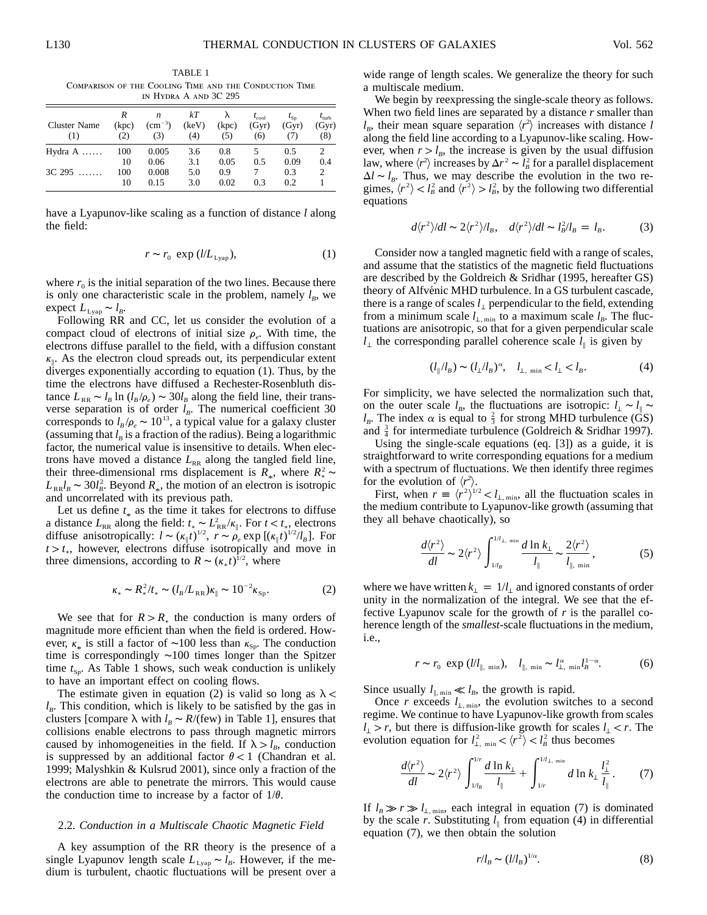TABLE 1
Comparison of the Cooling Time and the Conduction Time in Hydra A and 3C 295

| Cluster Name (1) | $R$ (kpc) (2) | $n$ ($\mathrm{cm^{-3}}$) (3) | $kT$ (keV) (4) | $\lambda$ (kpc) (5) | $t_{\rm cool}$ (Gyr) (6) | $t_{\rm Sp}$ (Gyr) (7) | $t_{\rm turb}$ (Gyr) (8) |
|---|---|---|---|---|---|---|---|
| Hydra A ...... | 100 | 0.005 | 3.6 | 0.8 | 5 | 0.5 | 2 |
| | 10 | 0.06 | 3.1 | 0.05 | 0.5 | 0.09 | 0.4 |
| 3C 295 ....... | 100 | 0.008 | 5.0 | 0.9 | 7 | 0.3 | 2 |
| | 10 | 0.15 | 3.0 | 0.02 | 0.3 | 0.2 | 1 |

have a Lyapunov-like scaling as a function of distance $l$ along the field:

$$r \sim r_0 \exp(l/L_{\rm Lyap}), \tag{1}$$

where $r_0$ is the initial separation of the two lines. Because there is only one characteristic scale in the problem, namely $l_B$, we expect $L_{\rm Lyap} \sim l_B$.

Following RR and CC, let us consider the evolution of a compact cloud of electrons of initial size $\rho_e$. With time, the electrons diffuse parallel to the field, with a diffusion constant $\kappa_\parallel$. As the electron cloud spreads out, its perpendicular extent diverges exponentially according to equation (1). Thus, by the time the electrons have diffused a Rechester-Rosenbluth distance $L_{\rm RR} \sim l_B \ln(l_B/\rho_e) \sim 30 l_B$ along the field line, their transverse separation is of order $l_B$. The numerical coefficient 30 corresponds to $l_B/\rho_e \sim 10^{13}$, a typical value for a galaxy cluster (assuming that $l_B$ is a fraction of the radius). Being a logarithmic factor, the numerical value is insensitive to details. When electrons have moved a distance $L_{\rm RR}$ along the tangled field line, their three-dimensional rms displacement is $R_*$, where $R_*^2 \sim L_{\rm RR} l_B \sim 30 l_B^2$. Beyond $R_*$, the motion of an electron is isotropic and uncorrelated with its previous path.

Let us define $t_*$ as the time it takes for electrons to diffuse a distance $L_{\rm RR}$ along the field: $t_* \sim L_{\rm RR}^2/\kappa_\parallel$. For $t < t_*$, electrons diffuse anisotropically: $l \sim (\kappa_\parallel t)^{1/2}$, $r \sim \rho_e \exp[(\kappa_\parallel t)^{1/2}/l_B]$. For $t > t_*$, however, electrons diffuse isotropically and move in three dimensions, according to $R \sim (\kappa_* t)^{1/2}$, where

$$\kappa_* \sim R_*^2/t_* \sim (l_B/L_{\rm RR})\kappa_\parallel \sim 10^{-2}\kappa_{\rm Sp}. \tag{2}$$

We see that for $R > R_*$ the conduction is many orders of magnitude more efficient than when the field is ordered. However, $\kappa_*$ is still a factor of $\sim$100 less than $\kappa_{\rm Sp}$. The conduction time is correspondingly $\sim$100 times longer than the Spitzer time $t_{\rm Sp}$. As Table 1 shows, such weak conduction is unlikely to have an important effect on cooling flows.

The estimate given in equation (2) is valid so long as $\lambda < l_B$. This condition, which is likely to be satisfied by the gas in clusters [compare $\lambda$ with $l_B \sim R/(\text{few})$ in Table 1], ensures that collisions enable electrons to pass through magnetic mirrors caused by inhomogeneities in the field. If $\lambda > l_B$, conduction is suppressed by an additional factor $\theta < 1$ (Chandran et al. 1999; Malyshkin & Kulsrud 2001), since only a fraction of the electrons are able to penetrate the mirrors. This would cause the conduction time to increase by a factor of $1/\theta$.

### 2.2. *Conduction in a Multiscale Chaotic Magnetic Field*

A key assumption of the RR theory is the presence of a single Lyapunov length scale $L_{\rm Lyap} \sim l_B$. However, if the medium is turbulent, chaotic fluctuations will be present over a wide range of length scales. We generalize the theory for such a multiscale medium.

We begin by reexpressing the single-scale theory as follows. When two field lines are separated by a distance $r$ smaller than $l_B$, their mean square separation $\langle r^2 \rangle$ increases with distance $l$ along the field line according to a Lyapunov-like scaling. However, when $r > l_B$, the increase is given by the usual diffusion law, where $\langle r^2 \rangle$ increases by $\Delta r^2 \sim l_B^2$ for a parallel displacement $\Delta l \sim l_B$. Thus, we may describe the evolution in the two regimes, $\langle r^2 \rangle < l_B^2$ and $\langle r^2 \rangle > l_B^2$, by the following two differential equations

$$d\langle r^2 \rangle/dl \sim 2\langle r^2 \rangle/l_B, \quad d\langle r^2 \rangle/dl \sim l_B^2/l_B = l_B. \tag{3}$$

Consider now a tangled magnetic field with a range of scales, and assume that the statistics of the magnetic field fluctuations are described by the Goldreich & Sridhar (1995, hereafter GS) theory of Alfvénic MHD turbulence. In a GS turbulent cascade, there is a range of scales $l_\perp$ perpendicular to the field, extending from a minimum scale $l_{\perp,\min}$ to a maximum scale $l_B$. The fluctuations are anisotropic, so that for a given perpendicular scale $l_\perp$ the corresponding parallel coherence scale $l_\parallel$ is given by

$$(l_\parallel/l_B) \sim (l_\perp/l_B)^\alpha, \quad l_{\perp,\min} < l_\perp < l_B. \tag{4}$$

For simplicity, we have selected the normalization such that, on the outer scale $l_B$, the fluctuations are isotropic: $l_\perp \sim l_\parallel \sim l_B$. The index $\alpha$ is equal to $\frac{2}{3}$ for strong MHD turbulence (GS) and $\frac{3}{4}$ for intermediate turbulence (Goldreich & Sridhar 1997).

Using the single-scale equations (eq. [3]) as a guide, it is straightforward to write corresponding equations for a medium with a spectrum of fluctuations. We then identify three regimes for the evolution of $\langle r^2 \rangle$.

First, when $r \equiv \langle r^2 \rangle^{1/2} < l_{\perp,\min}$, all the fluctuation scales in the medium contribute to Lyapunov-like growth (assuming that they all behave chaotically), so

$$\frac{d\langle r^2 \rangle}{dl} \sim 2\langle r^2 \rangle \int_{1/l_B}^{1/l_{\perp,\min}} \frac{d\ln k_\perp}{l_\parallel} \sim \frac{2\langle r^2 \rangle}{l_{\parallel,\min}}, \tag{5}$$

where we have written $k_\perp = 1/l_\perp$ and ignored constants of order unity in the normalization of the integral. We see that the effective Lyapunov scale for the growth of $r$ is the parallel coherence length of the *smallest*-scale fluctuations in the medium, i.e.,

$$r \sim r_0 \exp(l/l_{\parallel,\min}), \quad l_{\parallel,\min} \sim l_{\perp,\min}^\alpha l_B^{1-\alpha}. \tag{6}$$

Since usually $l_{\parallel,\min} \ll l_B$, the growth is rapid.

Once $r$ exceeds $l_{\perp,\min}$, the evolution switches to a second regime. We continue to have Lyapunov-like growth from scales $l_\perp > r$, but there is diffusion-like growth for scales $l_\perp < r$. The evolution equation for $l_{\perp,\min}^2 < \langle r^2 \rangle < l_B^2$ thus becomes

$$\frac{d\langle r^2 \rangle}{dl} \sim 2\langle r^2 \rangle \int_{1/l_B}^{1/r} \frac{d\ln k_\perp}{l_\parallel} + \int_{1/r}^{1/l_{\perp,\min}} d\ln k_\perp \frac{l_\perp^2}{l_\parallel}. \tag{7}$$

If $l_B \gg r \gg l_{\perp,\min}$, each integral in equation (7) is dominated by the scale $r$. Substituting $l_\parallel$ from equation (4) in differential equation (7), we then obtain the solution

$$r/l_B \sim (l/l_B)^{1/\alpha}. \tag{8}$$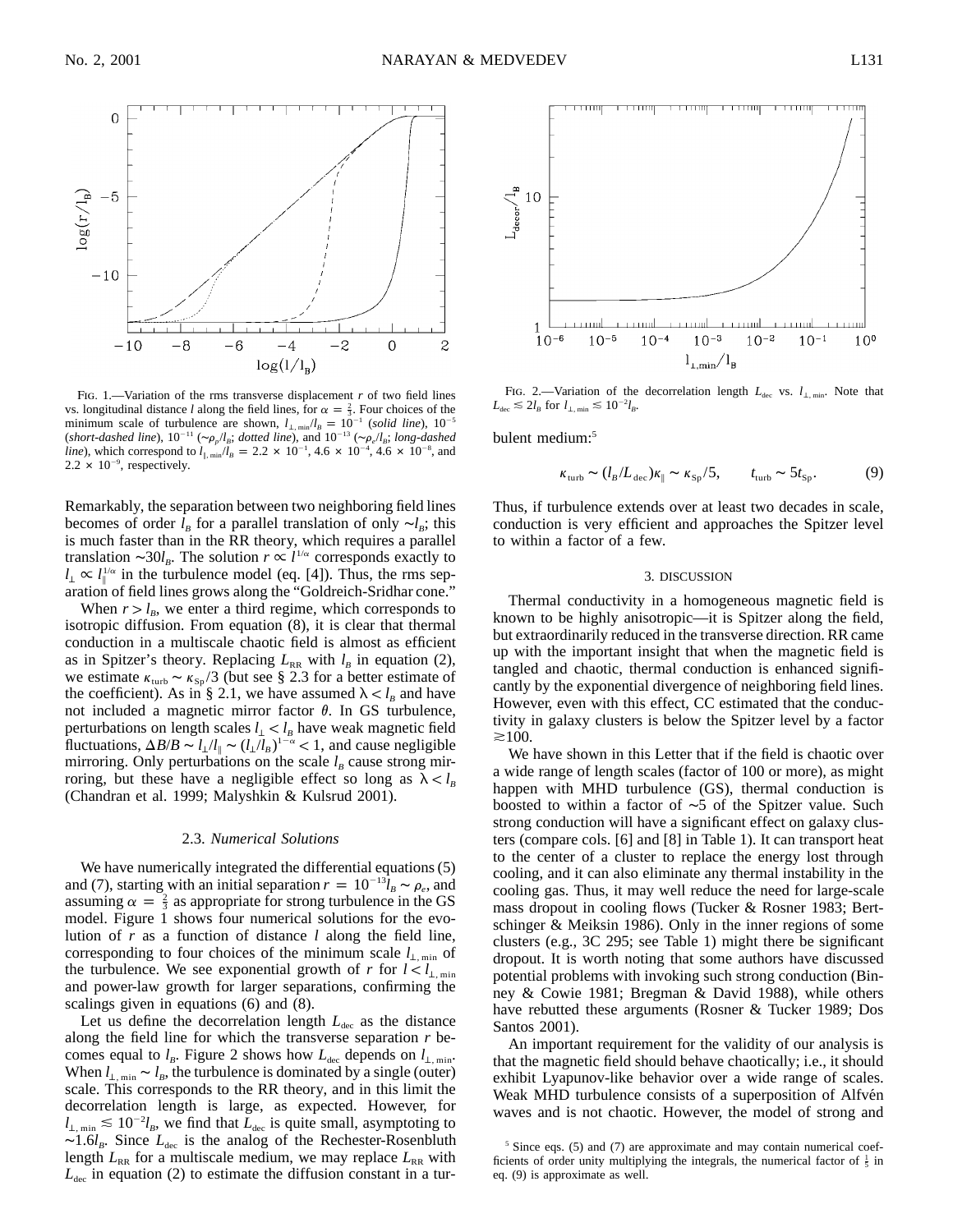FIG. 1.—Variation of the rms transverse displacement $r$ of two field lines vs. longitudinal distance $l$ along the field lines, for $\alpha = \frac{2}{3}$. Four choices of the minimum scale of turbulence are shown, $l_{\perp,\min}/l_B = 10^{-1}$ (*solid line*), $10^{-5}$ (*short-dashed line*), $10^{-11}$ ($\sim\rho_p/l_B$; *dotted line*), and $10^{-13}$ ($\sim\rho_e/l_B$; *long-dashed line*), which correspond to $l_{\parallel,\min}/l_B = 2.2 \times 10^{-1}$, $4.6 \times 10^{-4}$, $4.6 \times 10^{-8}$, and $2.2 \times 10^{-9}$, respectively.

Remarkably, the separation between two neighboring field lines becomes of order $l_B$ for a parallel translation of only $\sim l_B$; this is much faster than in the RR theory, which requires a parallel translation $\sim 30 l_B$. The solution $r \propto l^{1/\alpha}$ corresponds exactly to $l_\perp \propto l_\parallel^{1/\alpha}$ in the turbulence model (eq. [4]). Thus, the rms separation of field lines grows along the "Goldreich-Sridhar cone."

When $r > l_B$, we enter a third regime, which corresponds to isotropic diffusion. From equation (8), it is clear that thermal conduction in a multiscale chaotic field is almost as efficient as in Spitzer's theory. Replacing $L_{RR}$ with $l_B$ in equation (2), we estimate $\kappa_{turb} \sim \kappa_{Sp}/3$ (but see § 2.3 for a better estimate of the coefficient). As in § 2.1, we have assumed $\lambda < l_B$ and have not included a magnetic mirror factor $\theta$. In GS turbulence, perturbations on length scales $l_\perp < l_B$ have weak magnetic field fluctuations, $\Delta B/B \sim l_\perp/l_\parallel \sim (l_\perp/l_B)^{1-\alpha} < 1$, and cause negligible mirroring. Only perturbations on the scale $l_B$ cause strong mirroring, but these have a negligible effect so long as $\lambda < l_B$ (Chandran et al. 1999; Malyshkin & Kulsrud 2001).

### 2.3. *Numerical Solutions*

We have numerically integrated the differential equations (5) and (7), starting with an initial separation $r = 10^{-13} l_B \sim \rho_e$, and assuming $\alpha = \frac{2}{3}$ as appropriate for strong turbulence in the GS model. Figure 1 shows four numerical solutions for the evolution of $r$ as a function of distance $l$ along the field line, corresponding to four choices of the minimum scale $l_{\perp,\min}$ of the turbulence. We see exponential growth of $r$ for $l < l_{\perp,\min}$ and power-law growth for larger separations, confirming the scalings given in equations (6) and (8).

Let us define the decorrelation length $L_{dec}$ as the distance along the field line for which the transverse separation $r$ becomes equal to $l_B$. Figure 2 shows how $L_{dec}$ depends on $l_{\perp,\min}$. When $l_{\perp,\min} \sim l_B$, the turbulence is dominated by a single (outer) scale. This corresponds to the RR theory, and in this limit the decorrelation length is large, as expected. However, for $l_{\perp,\min} \lesssim 10^{-2} l_B$, we find that $L_{dec}$ is quite small, asymptoting to $\sim 1.6 l_B$. Since $L_{dec}$ is the analog of the Rechester-Rosenbluth length $L_{RR}$ for a multiscale medium, we may replace $L_{RR}$ with $L_{dec}$ in equation (2) to estimate the diffusion constant in a turbulent medium:[5]

FIG. 2.—Variation of the decorrelation length $L_{dec}$ vs. $l_{\perp,\min}$. Note that $L_{dec} \lesssim 2 l_B$ for $l_{\perp,\min} \lesssim 10^{-2} l_B$.

$$\kappa_{turb} \sim (l_B/L_{dec})\kappa_\parallel \sim \kappa_{Sp}/5, \qquad t_{turb} \sim 5 t_{Sp}. \tag{9}$$

Thus, if turbulence extends over at least two decades in scale, conduction is very efficient and approaches the Spitzer level to within a factor of a few.

## 3. DISCUSSION

Thermal conductivity in a homogeneous magnetic field is known to be highly anisotropic—it is Spitzer along the field, but extraordinarily reduced in the transverse direction. RR came up with the important insight that when the magnetic field is tangled and chaotic, thermal conduction is enhanced significantly by the exponential divergence of neighboring field lines. However, even with this effect, CC estimated that the conductivity in galaxy clusters is below the Spitzer level by a factor $\gtrsim 100$.

We have shown in this Letter that if the field is chaotic over a wide range of length scales (factor of 100 or more), as might happen with MHD turbulence (GS), thermal conduction is boosted to within a factor of $\sim 5$ of the Spitzer value. Such strong conduction will have a significant effect on galaxy clusters (compare cols. [6] and [8] in Table 1). It can transport heat to the center of a cluster to replace the energy lost through cooling, and it can also eliminate any thermal instability in the cooling gas. Thus, it may well reduce the need for large-scale mass dropout in cooling flows (Tucker & Rosner 1983; Bertschinger & Meiksin 1986). Only in the inner regions of some clusters (e.g., 3C 295; see Table 1) might there be significant dropout. It is worth noting that some authors have discussed potential problems with invoking such strong conduction (Binney & Cowie 1981; Bregman & David 1988), while others have rebutted these arguments (Rosner & Tucker 1989; Dos Santos 2001).

An important requirement for the validity of our analysis is that the magnetic field should behave chaotically; i.e., it should exhibit Lyapunov-like behavior over a wide range of scales. Weak MHD turbulence consists of a superposition of Alfvén waves and is not chaotic. However, the model of strong and

[5] Since eqs. (5) and (7) are approximate and may contain numerical coefficients of order unity multiplying the integrals, the numerical factor of $\frac{1}{5}$ in eq. (9) is approximate as well.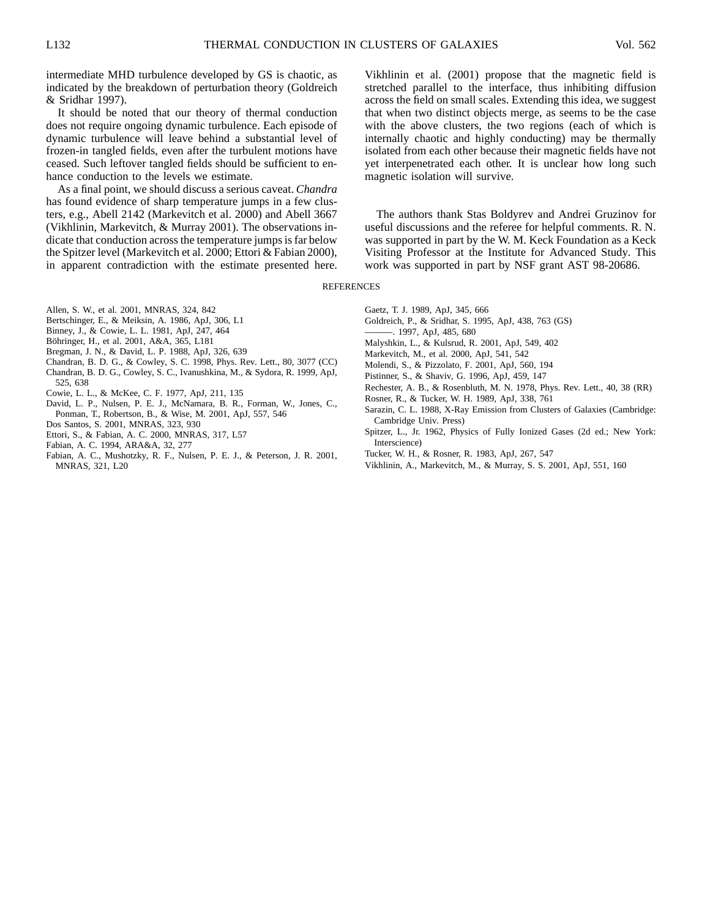intermediate MHD turbulence developed by GS is chaotic, as indicated by the breakdown of perturbation theory (Goldreich & Sridhar 1997).

It should be noted that our theory of thermal conduction does not require ongoing dynamic turbulence. Each episode of dynamic turbulence will leave behind a substantial level of frozen-in tangled fields, even after the turbulent motions have ceased. Such leftover tangled fields should be sufficient to enhance conduction to the levels we estimate.

As a final point, we should discuss a serious caveat. *Chandra* has found evidence of sharp temperature jumps in a few clusters, e.g., Abell 2142 (Markevitch et al. 2000) and Abell 3667 (Vikhlinin, Markevitch, & Murray 2001). The observations indicate that conduction across the temperature jumps is far below the Spitzer level (Markevitch et al. 2000; Ettori & Fabian 2000), in apparent contradiction with the estimate presented here. Vikhlinin et al. (2001) propose that the magnetic field is stretched parallel to the interface, thus inhibiting diffusion across the field on small scales. Extending this idea, we suggest that when two distinct objects merge, as seems to be the case with the above clusters, the two regions (each of which is internally chaotic and highly conducting) may be thermally isolated from each other because their magnetic fields have not yet interpenetrated each other. It is unclear how long such magnetic isolation will survive.

The authors thank Stas Boldyrev and Andrei Gruzinov for useful discussions and the referee for helpful comments. R. N. was supported in part by the W. M. Keck Foundation as a Keck Visiting Professor at the Institute for Advanced Study. This work was supported in part by NSF grant AST 98-20686.

## REFERENCES

Allen, S. W., et al. 2001, MNRAS, 324, 842

Bertschinger, E., & Meiksin, A. 1986, ApJ, 306, L1

Binney, J., & Cowie, L. L. 1981, ApJ, 247, 464

Böhringer, H., et al. 2001, A&A, 365, L181

Bregman, J. N., & David, L. P. 1988, ApJ, 326, 639

Chandran, B. D. G., & Cowley, S. C. 1998, Phys. Rev. Lett., 80, 3077 (CC)

Chandran, B. D. G., Cowley, S. C., Ivanushkina, M., & Sydora, R. 1999, ApJ, 525, 638

Cowie, L. L., & McKee, C. F. 1977, ApJ, 211, 135

David, L. P., Nulsen, P. E. J., McNamara, B. R., Forman, W., Jones, C., Ponman, T., Robertson, B., & Wise, M. 2001, ApJ, 557, 546

Dos Santos, S. 2001, MNRAS, 323, 930

Ettori, S., & Fabian, A. C. 2000, MNRAS, 317, L57

Fabian, A. C. 1994, ARA&A, 32, 277

Fabian, A. C., Mushotzky, R. F., Nulsen, P. E. J., & Peterson, J. R. 2001, MNRAS, 321, L20

Gaetz, T. J. 1989, ApJ, 345, 666

Goldreich, P., & Sridhar, S. 1995, ApJ, 438, 763 (GS)

———. 1997, ApJ, 485, 680

Malyshkin, L., & Kulsrud, R. 2001, ApJ, 549, 402

Markevitch, M., et al. 2000, ApJ, 541, 542

Molendi, S., & Pizzolato, F. 2001, ApJ, 560, 194

Pistinner, S., & Shaviv, G. 1996, ApJ, 459, 147

Rechester, A. B., & Rosenbluth, M. N. 1978, Phys. Rev. Lett., 40, 38 (RR)

Rosner, R., & Tucker, W. H. 1989, ApJ, 338, 761

Sarazin, C. L. 1988, X-Ray Emission from Clusters of Galaxies (Cambridge: Cambridge Univ. Press)

Spitzer, L., Jr. 1962, Physics of Fully Ionized Gases (2d ed.; New York: Interscience)

Tucker, W. H., & Rosner, R. 1983, ApJ, 267, 547

Vikhlinin, A., Markevitch, M., & Murray, S. S. 2001, ApJ, 551, 160